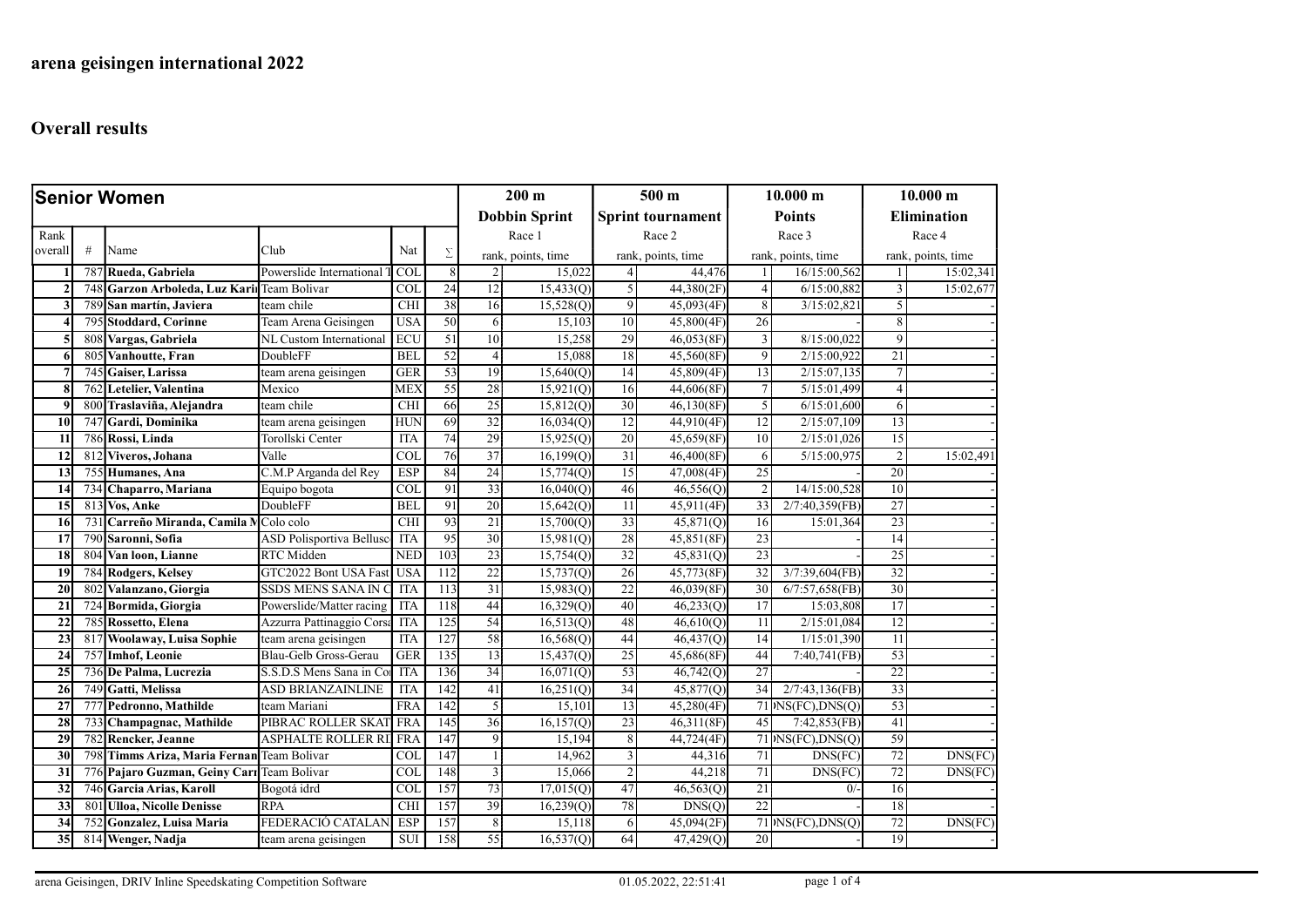# arena geisingen international 2022

## Overall results

| Senior Women | | | | | | 200 m | | 500 m | | 10.000 m | | 10.000 m | |
|---|---|---|---|---|---|---|---|---|---|---|---|---|---|
| | | | | | | Dobbin Sprint | | Sprint tournament | | Points | | Elimination | |
| Rank | | | | | | Race 1 | | Race 2 | | Race 3 | | Race 4 | |
| overall | # | Name | Club | Nat | Σ | rank, points, time | | rank, points, time | | rank, points, time | | rank, points, time | |
| 1 | 787 | **Rueda, Gabriela** | Powerslide International T | COL | 8 | 2 | 15,022 | 4 | 44,476 | 1 | 16/15:00,562 | 1 | 15:02,341 |
| 2 | 748 | **Garzon Arboleda, Luz Karin** | Team Bolivar | COL | 24 | 12 | 15,433(Q) | 5 | 44,380(2F) | 4 | 6/15:00,882 | 3 | 15:02,677 |
| 3 | 789 | **San martín, Javiera** | team chile | CHI | 38 | 16 | 15,528(Q) | 9 | 45,093(4F) | 8 | 3/15:02,821 | 5 | - |
| 4 | 795 | **Stoddard, Corinne** | Team Arena Geisingen | USA | 50 | 6 | 15,103 | 10 | 45,800(4F) | 26 | - | 8 | - |
| 5 | 808 | **Vargas, Gabriela** | NL Custom International | ECU | 51 | 10 | 15,258 | 29 | 46,053(8F) | 3 | 8/15:00,022 | 9 | - |
| 6 | 805 | **Vanhoutte, Fran** | DoubleFF | BEL | 52 | 4 | 15,088 | 18 | 45,560(8F) | 9 | 2/15:00,922 | 21 | - |
| 7 | 745 | **Gaiser, Larissa** | team arena geisingen | GER | 53 | 19 | 15,640(Q) | 14 | 45,809(4F) | 13 | 2/15:07,135 | 7 | - |
| 8 | 762 | **Letelier, Valentina** | Mexico | MEX | 55 | 28 | 15,921(Q) | 16 | 44,606(8F) | 7 | 5/15:01,499 | 4 | - |
| 9 | 800 | **Traslaviña, Alejandra** | team chile | CHI | 66 | 25 | 15,812(Q) | 30 | 46,130(8F) | 5 | 6/15:01,600 | 6 | - |
| 10 | 747 | **Gardi, Dominika** | team arena geisingen | HUN | 69 | 32 | 16,034(Q) | 12 | 44,910(4F) | 12 | 2/15:07,109 | 13 | - |
| 11 | 786 | **Rossi, Linda** | Torollski Center | ITA | 74 | 29 | 15,925(Q) | 20 | 45,659(8F) | 10 | 2/15:01,026 | 15 | - |
| 12 | 812 | **Viveros, Johana** | Valle | COL | 76 | 37 | 16,199(Q) | 31 | 46,400(8F) | 6 | 5/15:00,975 | 2 | 15:02,491 |
| 13 | 755 | **Humanes, Ana** | C.M.P Arganda del Rey | ESP | 84 | 24 | 15,774(Q) | 15 | 47,008(4F) | 25 | - | 20 | - |
| 14 | 734 | **Chaparro, Mariana** | Equipo bogota | COL | 91 | 33 | 16,040(Q) | 46 | 46,556(Q) | 2 | 14/15:00,528 | 10 | - |
| 15 | 813 | **Vos, Anke** | DoubleFF | BEL | 91 | 20 | 15,642(Q) | 11 | 45,911(4F) | 33 | 2/7:40,359(FB) | 27 | - |
| 16 | 731 | **Carreño Miranda, Camila M** | Colo colo | CHI | 93 | 21 | 15,700(Q) | 33 | 45,871(Q) | 16 | 15:01,364 | 23 | - |
| 17 | 790 | **Saronni, Sofia** | ASD Polisportiva Bellusc | ITA | 95 | 30 | 15,981(Q) | 28 | 45,851(8F) | 23 | - | 14 | - |
| 18 | 804 | **Van loon, Lianne** | RTC Midden | NED | 103 | 23 | 15,754(Q) | 32 | 45,831(Q) | 23 | - | 25 | - |
| 19 | 784 | **Rodgers, Kelsey** | GTC2022 Bont USA Fast | USA | 112 | 22 | 15,737(Q) | 26 | 45,773(8F) | 32 | 3/7:39,604(FB) | 32 | - |
| 20 | 802 | **Valanzano, Giorgia** | SSDS MENS SANA IN C | ITA | 113 | 31 | 15,983(Q) | 22 | 46,039(8F) | 30 | 6/7:57,658(FB) | 30 | - |
| 21 | 724 | **Bormida, Giorgia** | Powerslide/Matter racing | ITA | 118 | 44 | 16,329(Q) | 40 | 46,233(Q) | 17 | 15:03,808 | 17 | - |
| 22 | 785 | **Rossetto, Elena** | Azzurra Pattinaggio Corsa | ITA | 125 | 54 | 16,513(Q) | 48 | 46,610(Q) | 11 | 2/15:01,084 | 12 | - |
| 23 | 817 | **Woolaway, Luisa Sophie** | team arena geisingen | ITA | 127 | 58 | 16,568(Q) | 44 | 46,437(Q) | 14 | 1/15:01,390 | 11 | - |
| 24 | 757 | **Imhof, Leonie** | Blau-Gelb Gross-Gerau | GER | 135 | 13 | 15,437(Q) | 25 | 45,686(8F) | 44 | 7:40,741(FB) | 53 | - |
| 25 | 736 | **De Palma, Lucrezia** | S.S.D.S Mens Sana in Co | ITA | 136 | 34 | 16,071(Q) | 53 | 46,742(Q) | 27 | - | 22 | - |
| 26 | 749 | **Gatti, Melissa** | ASD BRIANZAINLINE | ITA | 142 | 41 | 16,251(Q) | 34 | 45,877(Q) | 34 | 2/7:43,136(FB) | 33 | - |
| 27 | 777 | **Pedronno, Mathilde** | team Mariani | FRA | 142 | 5 | 15,101 | 13 | 45,280(4F) | 71 | DNS(FC),DNS(Q) | 53 | - |
| 28 | 733 | **Champagnac, Mathilde** | PIBRAC ROLLER SKAT | FRA | 145 | 36 | 16,157(Q) | 23 | 46,311(8F) | 45 | 7:42,853(FB) | 41 | - |
| 29 | 782 | **Rencker, Jeanne** | ASPHALTE ROLLER RI | FRA | 147 | 9 | 15,194 | 8 | 44,724(4F) | 71 | DNS(FC),DNS(Q) | 59 | - |
| 30 | 798 | **Timms Ariza, Maria Fernan** | Team Bolivar | COL | 147 | 1 | 14,962 | 3 | 44,316 | 71 | DNS(FC) | 72 | DNS(FC) |
| 31 | 776 | **Pajaro Guzman, Geiny Carr** | Team Bolivar | COL | 148 | 3 | 15,066 | 2 | 44,218 | 71 | DNS(FC) | 72 | DNS(FC) |
| 32 | 746 | **Garcia Arias, Karoll** | Bogotá idrd | COL | 157 | 73 | 17,015(Q) | 47 | 46,563(Q) | 21 | 0/- | 16 | - |
| 33 | 801 | **Ulloa, Nicolle Denisse** | RPA | CHI | 157 | 39 | 16,239(Q) | 78 | DNS(Q) | 22 | - | 18 | - |
| 34 | 752 | **Gonzalez, Luisa Maria** | FEDERACIÓ CATALAN | ESP | 157 | 8 | 15,118 | 6 | 45,094(2F) | 71 | DNS(FC),DNS(Q) | 72 | DNS(FC) |
| 35 | 814 | **Wenger, Nadja** | team arena geisingen | SUI | 158 | 55 | 16,537(Q) | 64 | 47,429(Q) | 20 | - | 19 | - |

arena Geisingen, DRIV Inline Speedskating Competition Software 01.05.2022, 22:51:41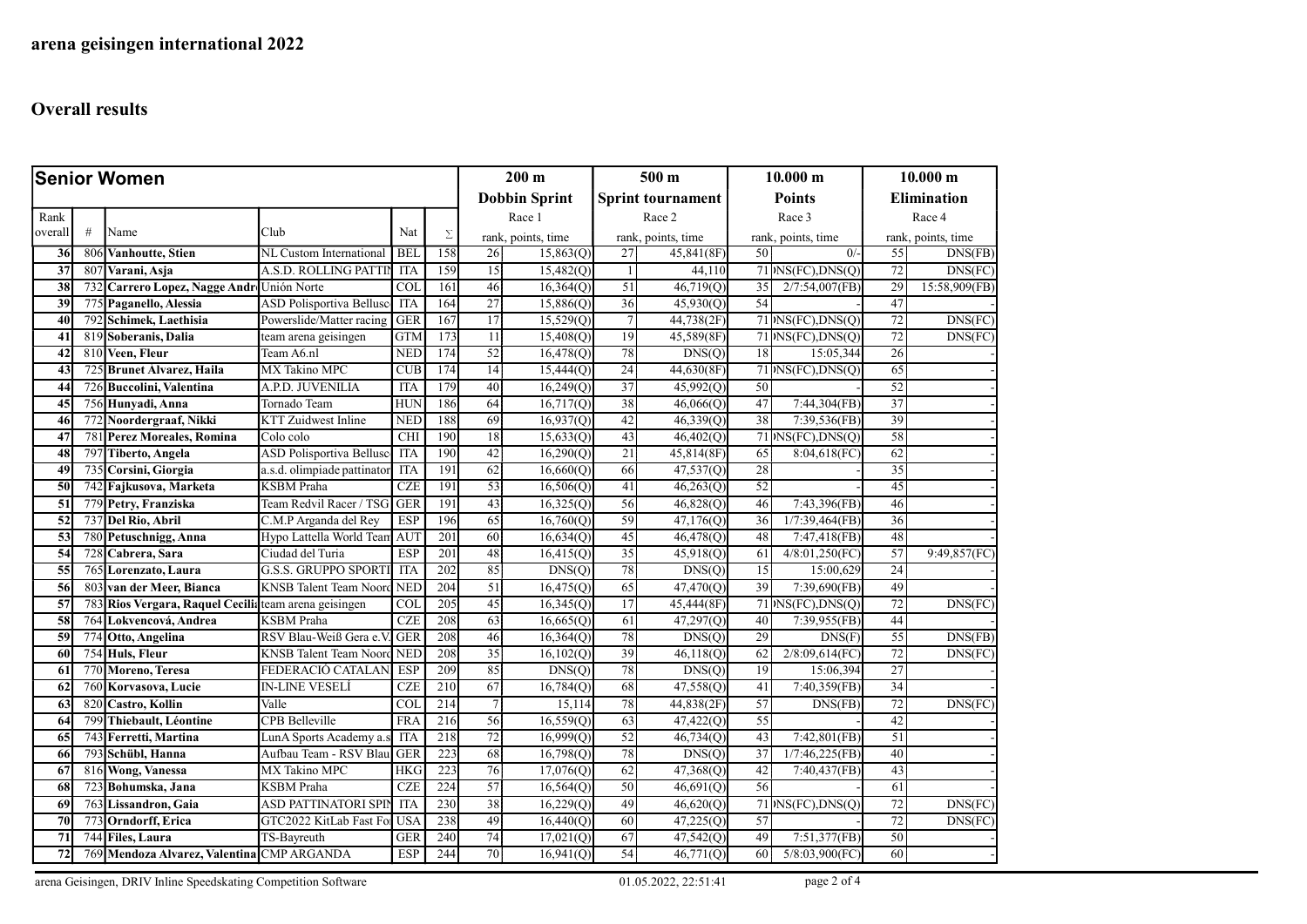# arena geisingen international 2022

## Overall results

| Senior Women | | | | | | 200 m | | 500 m | | 10.000 m | | 10.000 m | |
|---|---|---|---|---|---|---|---|---|---|---|---|---|---|
| | | | | | | Dobbin Sprint | | Sprint tournament | | Points | | Elimination | |
| Rank | | | | | | Race 1 | | Race 2 | | Race 3 | | Race 4 | |
| overall | # | Name | Club | Nat | Σ | rank, points, time | | rank, points, time | | rank, points, time | | rank, points, time | |
| 36 | 806 | **Vanhoutte, Stien** | NL Custom International | BEL | 158 | 26 | 15,863(Q) | 27 | 45,841(8F) | 50 | 0/- | 55 | DNS(FB) |
| 37 | 807 | **Varani, Asja** | A.S.D. ROLLING PATTIN | ITA | 159 | 15 | 15,482(Q) | 1 | 44,110 | 71 | DNS(FC),DNS(Q) | 72 | DNS(FC) |
| 38 | 732 | **Carrero Lopez, Nagge Andr** | Unión Norte | COL | 161 | 46 | 16,364(Q) | 51 | 46,719(Q) | 35 | 2/7:54,007(FB) | 29 | 15:58,909(FB) |
| 39 | 775 | **Paganello, Alessia** | ASD Polisportiva Bellusc | ITA | 164 | 27 | 15,886(Q) | 36 | 45,930(Q) | 54 | - | 47 | - |
| 40 | 792 | **Schimek, Laethisia** | Powerslide/Matter racing | GER | 167 | 17 | 15,529(Q) | 7 | 44,738(2F) | 71 | DNS(FC),DNS(Q) | 72 | DNS(FC) |
| 41 | 819 | **Soberanis, Dalia** | team arena geisingen | GTM | 173 | 11 | 15,408(Q) | 19 | 45,589(8F) | 71 | DNS(FC),DNS(Q) | 72 | DNS(FC) |
| 42 | 810 | **Veen, Fleur** | Team A6.nl | NED | 174 | 52 | 16,478(Q) | 78 | DNS(Q) | 18 | 15:05,344 | 26 | - |
| 43 | 725 | **Brunet Alvarez, Haila** | MX Takino MPC | CUB | 174 | 14 | 15,444(Q) | 24 | 44,630(8F) | 71 | DNS(FC),DNS(Q) | 65 | - |
| 44 | 726 | **Buccolini, Valentina** | A.P.D. JUVENILIA | ITA | 179 | 40 | 16,249(Q) | 37 | 45,992(Q) | 50 | - | 52 | - |
| 45 | 756 | **Hunyadi, Anna** | Tornado Team | HUN | 186 | 64 | 16,717(Q) | 38 | 46,066(Q) | 47 | 7:44,304(FB) | 37 | - |
| 46 | 772 | **Noordergraaf, Nikki** | KTT Zuidwest Inline | NED | 188 | 69 | 16,937(Q) | 42 | 46,339(Q) | 38 | 7:39,536(FB) | 39 | - |
| 47 | 781 | **Perez Moreales, Romina** | Colo colo | CHI | 190 | 18 | 15,633(Q) | 43 | 46,402(Q) | 71 | DNS(FC),DNS(Q) | 58 | - |
| 48 | 797 | **Tiberto, Angela** | ASD Polisportiva Bellusc | ITA | 190 | 42 | 16,290(Q) | 21 | 45,814(8F) | 65 | 8:04,618(FC) | 62 | - |
| 49 | 735 | **Corsini, Giorgia** | a.s.d. olimpiade pattinator | ITA | 191 | 62 | 16,660(Q) | 66 | 47,537(Q) | 28 | - | 35 | - |
| 50 | 742 | **Fajkusova, Marketa** | KSBM Praha | CZE | 191 | 53 | 16,506(Q) | 41 | 46,263(Q) | 52 | - | 45 | - |
| 51 | 779 | **Petry, Franziska** | Team Redvil Racer / TSG | GER | 191 | 43 | 16,325(Q) | 56 | 46,828(Q) | 46 | 7:43,396(FB) | 46 | - |
| 52 | 737 | **Del Rio, Abril** | C.M.P Arganda del Rey | ESP | 196 | 65 | 16,760(Q) | 59 | 47,176(Q) | 36 | 1/7:39,464(FB) | 36 | - |
| 53 | 780 | **Petuschnigg, Anna** | Hypo Lattella World Team | AUT | 201 | 60 | 16,634(Q) | 45 | 46,478(Q) | 48 | 7:47,418(FB) | 48 | - |
| 54 | 728 | **Cabrera, Sara** | Ciudad del Turia | ESP | 201 | 48 | 16,415(Q) | 35 | 45,918(Q) | 61 | 4/8:01,250(FC) | 57 | 9:49,857(FC) |
| 55 | 765 | **Lorenzato, Laura** | G.S.S. GRUPPO SPORTI | ITA | 202 | 85 | DNS(Q) | 78 | DNS(Q) | 15 | 15:00,629 | 24 | - |
| 56 | 803 | **van der Meer, Bianca** | KNSB Talent Team Noord | NED | 204 | 51 | 16,475(Q) | 65 | 47,470(Q) | 39 | 7:39,690(FB) | 49 | - |
| 57 | 783 | **Rios Vergara, Raquel Cecilia** | team arena geisingen | COL | 205 | 45 | 16,345(Q) | 17 | 45,444(8F) | 71 | DNS(FC),DNS(Q) | 72 | DNS(FC) |
| 58 | 764 | **Lokvencová, Andrea** | KSBM Praha | CZE | 208 | 63 | 16,665(Q) | 61 | 47,297(Q) | 40 | 7:39,955(FB) | 44 | - |
| 59 | 774 | **Otto, Angelina** | RSV Blau-Weiß Gera e.V. | GER | 208 | 46 | 16,364(Q) | 78 | DNS(Q) | 29 | DNS(F) | 55 | DNS(FB) |
| 60 | 754 | **Huls, Fleur** | KNSB Talent Team Noord | NED | 208 | 35 | 16,102(Q) | 39 | 46,118(Q) | 62 | 2/8:09,614(FC) | 72 | DNS(FC) |
| 61 | 770 | **Moreno, Teresa** | FEDERACIÓ CATALAN | ESP | 209 | 85 | DNS(Q) | 78 | DNS(Q) | 19 | 15:06,394 | 27 | - |
| 62 | 760 | **Korvasova, Lucie** | IN-LINE VESELÍ | CZE | 210 | 67 | 16,784(Q) | 68 | 47,558(Q) | 41 | 7:40,359(FB) | 34 | - |
| 63 | 820 | **Castro, Kollin** | Valle | COL | 214 | 7 | 15,114 | 78 | 44,838(2F) | 57 | DNS(FB) | 72 | DNS(FC) |
| 64 | 799 | **Thiebault, Léontine** | CPB Belleville | FRA | 216 | 56 | 16,559(Q) | 63 | 47,422(Q) | 55 | - | 42 | - |
| 65 | 743 | **Ferretti, Martina** | LunA Sports Academy a.s | ITA | 218 | 72 | 16,999(Q) | 52 | 46,734(Q) | 43 | 7:42,801(FB) | 51 | - |
| 66 | 793 | **Schübl, Hanna** | Aufbau Team - RSV Blau | GER | 223 | 68 | 16,798(Q) | 78 | DNS(Q) | 37 | 1/7:46,225(FB) | 40 | - |
| 67 | 816 | **Wong, Vanessa** | MX Takino MPC | HKG | 223 | 76 | 17,076(Q) | 62 | 47,368(Q) | 42 | 7:40,437(FB) | 43 | - |
| 68 | 723 | **Bohumska, Jana** | KSBM Praha | CZE | 224 | 57 | 16,564(Q) | 50 | 46,691(Q) | 56 | - | 61 | - |
| 69 | 763 | **Lissandron, Gaia** | ASD PATTINATORI SPIN | ITA | 230 | 38 | 16,229(Q) | 49 | 46,620(Q) | 71 | DNS(FC),DNS(Q) | 72 | DNS(FC) |
| 70 | 773 | **Orndorff, Erica** | GTC2022 KitLab Fast Fo | USA | 238 | 49 | 16,440(Q) | 60 | 47,225(Q) | 57 | - | 72 | DNS(FC) |
| 71 | 744 | **Files, Laura** | TS-Bayreuth | GER | 240 | 74 | 17,021(Q) | 67 | 47,542(Q) | 49 | 7:51,377(FB) | 50 | - |
| 72 | 769 | **Mendoza Alvarez, Valentina** | CMP ARGANDA | ESP | 244 | 70 | 16,941(Q) | 54 | 46,771(Q) | 60 | 5/8:03,900(FC) | 60 | - |

arena Geisingen, DRIV Inline Speedskating Competition Software 01.05.2022, 22:51:41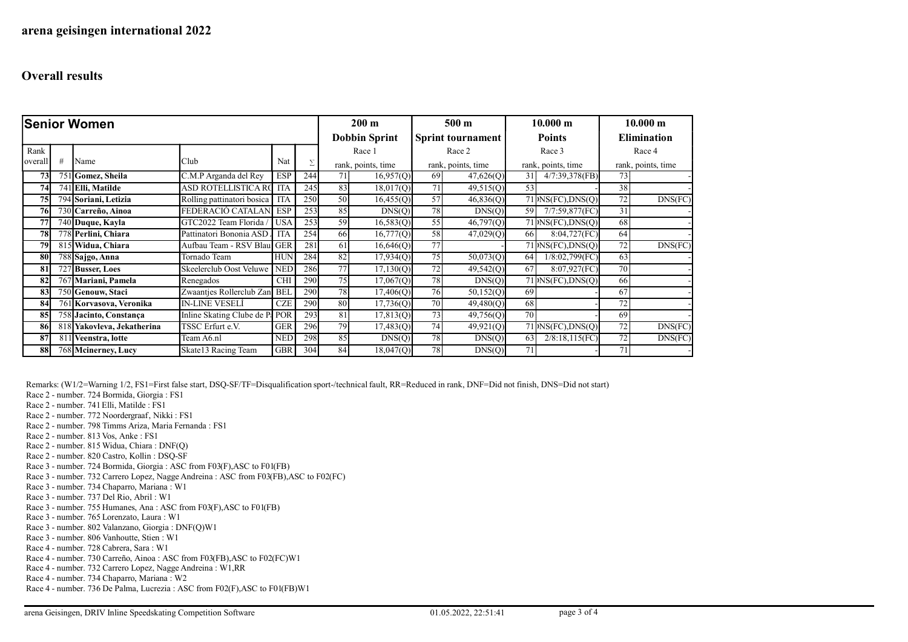**arena geisingen international 2022**

**Overall results**

| **Senior Women** | | | | | | **200 m** | | **500 m** | | **10.000 m** | | **10.000 m** | |
|---|---|---|---|---|---|---|---|---|---|---|---|---|---|
| | | | | | | **Dobbin Sprint** | | **Sprint tournament** | | **Points** | | **Elimination** | |
| Rank | | | | | | Race 1 | | Race 2 | | Race 3 | | Race 4 | |
| overall | # | Name | Club | Nat | Σ | rank, points, time | | rank, points, time | | rank, points, time | | rank, points, time | |
| **73** | 751 | **Gomez, Sheila** | C.M.P Arganda del Rey | ESP | 244 | 71 | 16,957(Q) | 69 | 47,626(Q) | 31 | 4/7:39,378(FB) | 73 | - |
| **74** | 741 | **Elli, Matilde** | ASD ROTELLISTICA RO | ITA | 245 | 83 | 18,017(Q) | 71 | 49,515(Q) | 53 | - | 38 | - |
| **75** | 794 | **Soriani, Letizia** | Rolling pattinatori bosica | ITA | 250 | 50 | 16,455(Q) | 57 | 46,836(Q) | 71 | DNS(FC),DNS(Q) | 72 | DNS(FC) |
| **76** | 730 | **Carreño, Ainoa** | FEDERACIÓ CATALAN | ESP | 253 | 85 | DNS(Q) | 78 | DNS(Q) | 59 | 7/7:59,877(FC) | 31 | - |
| **77** | 740 | **Duque, Kayla** | GTC2022 Team Florida / | USA | 253 | 59 | 16,583(Q) | 55 | 46,797(Q) | 71 | DNS(FC),DNS(Q) | 68 | - |
| **78** | 778 | **Perlini, Chiara** | Pattinatori Bononia ASD | ITA | 254 | 66 | 16,777(Q) | 58 | 47,029(Q) | 66 | 8:04,727(FC) | 64 | - |
| **79** | 815 | **Widua, Chiara** | Aufbau Team - RSV Blau | GER | 281 | 61 | 16,646(Q) | 77 | - | 71 | DNS(FC),DNS(Q) | 72 | DNS(FC) |
| **80** | 788 | **Sajgo, Anna** | Tornado Team | HUN | 284 | 82 | 17,934(Q) | 75 | 50,073(Q) | 64 | 1/8:02,799(FC) | 63 | - |
| **81** | 727 | **Busser, Loes** | Skeelerclub Oost Veluwe | NED | 286 | 77 | 17,130(Q) | 72 | 49,542(Q) | 67 | 8:07,927(FC) | 70 | - |
| **82** | 767 | **Mariani, Pamela** | Renegados | CHI | 290 | 75 | 17,067(Q) | 78 | DNS(Q) | 71 | DNS(FC),DNS(Q) | 66 | - |
| **83** | 750 | **Genouw, Staci** | Zwaantjes Rollerclub Zan | BEL | 290 | 78 | 17,406(Q) | 76 | 50,152(Q) | 69 | - | 67 | - |
| **84** | 761 | **Korvasova, Veronika** | IN-LINE VESELÍ | CZE | 290 | 80 | 17,736(Q) | 70 | 49,480(Q) | 68 | - | 72 | - |
| **85** | 758 | **Jacinto, Constança** | Inline Skating Clube de P | POR | 293 | 81 | 17,813(Q) | 73 | 49,756(Q) | 70 | - | 69 | - |
| **86** | 818 | **Yakovleva, Jekatherina** | TSSC Erfurt e.V. | GER | 296 | 79 | 17,483(Q) | 74 | 49,921(Q) | 71 | DNS(FC),DNS(Q) | 72 | DNS(FC) |
| **87** | 811 | **Veenstra, lotte** | Team A6.nl | NED | 298 | 85 | DNS(Q) | 78 | DNS(Q) | 63 | 2/8:18,115(FC) | 72 | DNS(FC) |
| **88** | 768 | **Mcinerney, Lucy** | Skate13 Racing Team | GBR | 304 | 84 | 18,047(Q) | 78 | DNS(Q) | 71 | - | 71 | - |

Remarks: (W1/2=Warning 1/2, FS1=First false start, DSQ-SF/TF=Disqualification sport-/technical fault, RR=Reduced in rank, DNF=Did not finish, DNS=Did not start)
Race 2 - number. 724 Bormida, Giorgia : FS1
Race 2 - number. 741 Elli, Matilde : FS1
Race 2 - number. 772 Noordergraaf, Nikki : FS1
Race 2 - number. 798 Timms Ariza, Maria Fernanda : FS1
Race 2 - number. 813 Vos, Anke : FS1
Race 2 - number. 815 Widua, Chiara : DNF(Q)
Race 2 - number. 820 Castro, Kollin : DSQ-SF
Race 3 - number. 724 Bormida, Giorgia : ASC from F03(F),ASC to F01(FB)
Race 3 - number. 732 Carrero Lopez, Nagge Andreina : ASC from F03(FB),ASC to F02(FC)
Race 3 - number. 734 Chaparro, Mariana : W1
Race 3 - number. 737 Del Rio, Abril : W1
Race 3 - number. 755 Humanes, Ana : ASC from F03(F),ASC to F01(FB)
Race 3 - number. 765 Lorenzato, Laura : W1
Race 3 - number. 802 Valanzano, Giorgia : DNF(Q)W1
Race 3 - number. 806 Vanhoutte, Stien : W1
Race 4 - number. 728 Cabrera, Sara : W1
Race 4 - number. 730 Carreño, Ainoa : ASC from F03(FB),ASC to F02(FC)W1
Race 4 - number. 732 Carrero Lopez, Nagge Andreina : W1,RR
Race 4 - number. 734 Chaparro, Mariana : W2
Race 4 - number. 736 De Palma, Lucrezia : ASC from F02(F),ASC to F01(FB)W1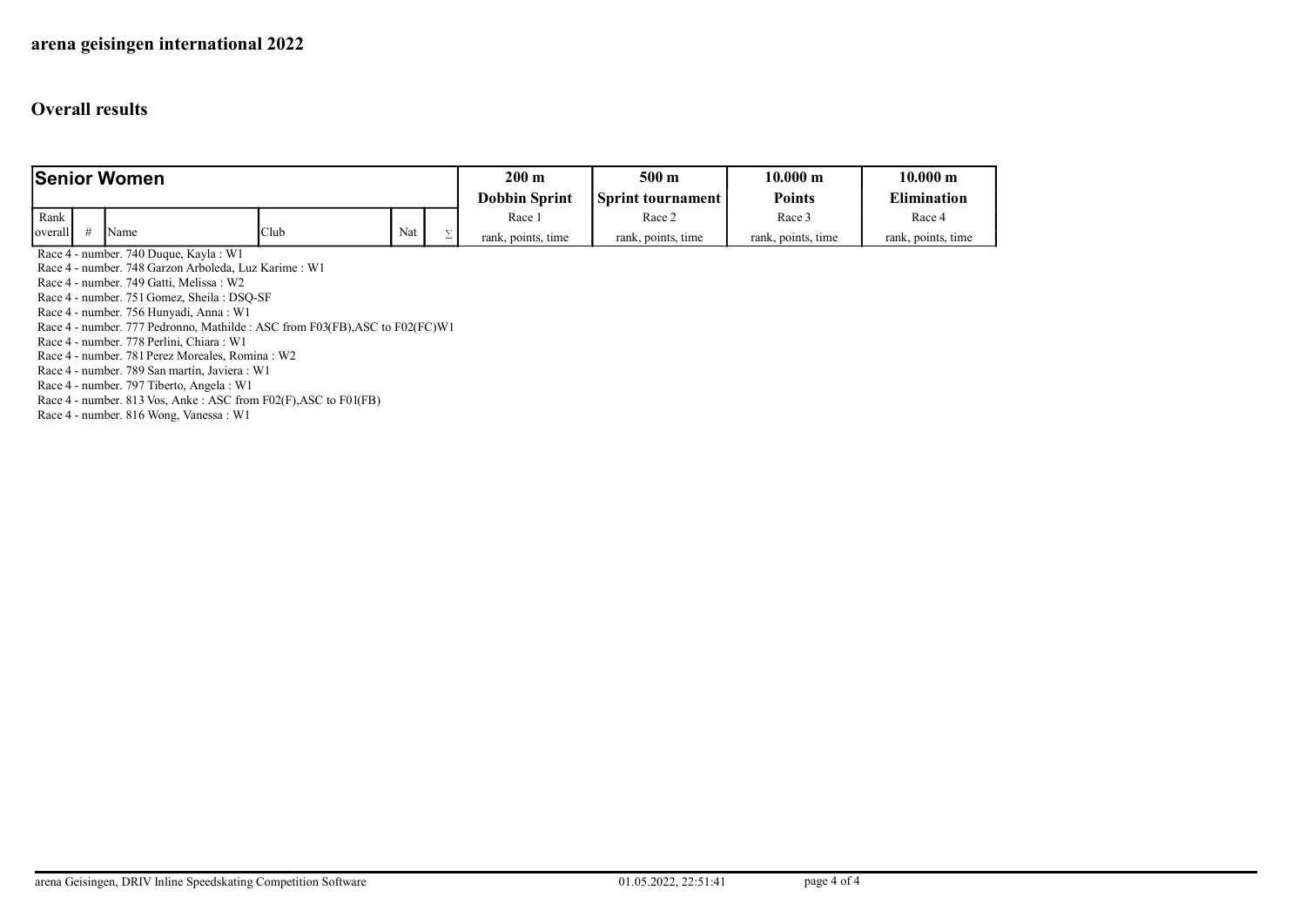**arena geisingen international 2022**

**Overall results**

| Senior Women | | | | | | 200 m | 500 m | 10.000 m | 10.000 m |
|---|---|---|---|---|---|---|---|---|---|
| | | | | | | Dobbin Sprint | Sprint tournament | Points | Elimination |
| Rank overall | # | Name | Club | Nat | ∑ | Race 1<br>rank, points, time | Race 2<br>rank, points, time | Race 3<br>rank, points, time | Race 4<br>rank, points, time |

Race 4 - number. 740 Duque, Kayla : W1
Race 4 - number. 748 Garzon Arboleda, Luz Karime : W1
Race 4 - number. 749 Gatti, Melissa : W2
Race 4 - number. 751 Gomez, Sheila : DSQ-SF
Race 4 - number. 756 Hunyadi, Anna : W1
Race 4 - number. 777 Pedronno, Mathilde : ASC from F03(FB),ASC to F02(FC)W1
Race 4 - number. 778 Perlini, Chiara : W1
Race 4 - number. 781 Perez Moreales, Romina : W2
Race 4 - number. 789 San martín, Javiera : W1
Race 4 - number. 797 Tiberto, Angela : W1
Race 4 - number. 813 Vos, Anke : ASC from F02(F),ASC to F01(FB)
Race 4 - number. 816 Wong, Vanessa : W1